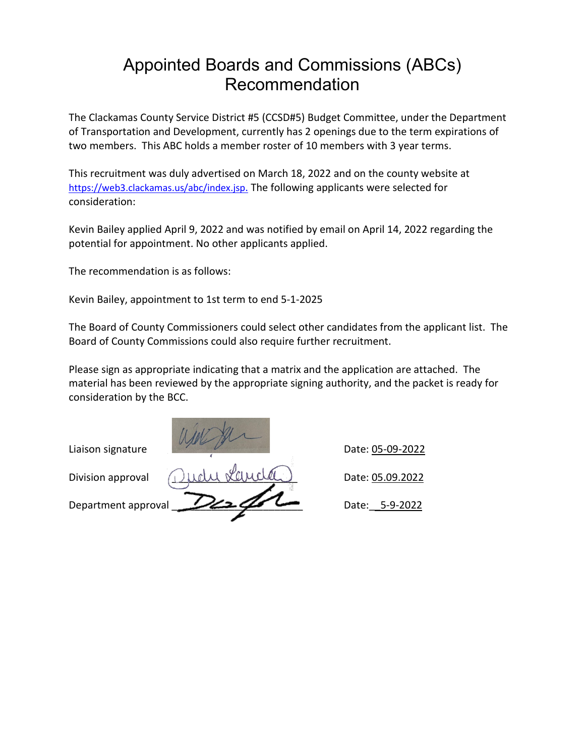# Appointed Boards and Commissions (ABCs) Recommendation

The Clackamas County Service District #5 (CCSD#5) Budget Committee, under the Department of Transportation and Development, currently has 2 openings due to the term expirations of two members. This ABC holds a member roster of 10 members with 3 year terms.

This recruitment was duly advertised on March 18, 2022 and on the county website at https://web3.clackamas.us/abc/index.jsp. The following applicants were selected for consideration:

Kevin Bailey applied April 9, 2022 and was notified by email on April 14, 2022 regarding the potential for appointment. No other applicants applied.

The recommendation is as follows:

Kevin Bailey, appointment to 1st term to end 5-1-2025

The Board of County Commissioners could select other candidates from the applicant list. The Board of County Commissions could also require further recruitment.

Please sign as appropriate indicating that a matrix and the application are attached. The material has been reviewed by the appropriate signing authority, and the packet is ready for consideration by the BCC.

Liaison signature [signature] Date: 05-09-2022

Division approval [signature] Date: 05.09.2022

Department approval [signature] Date: 5-9-2022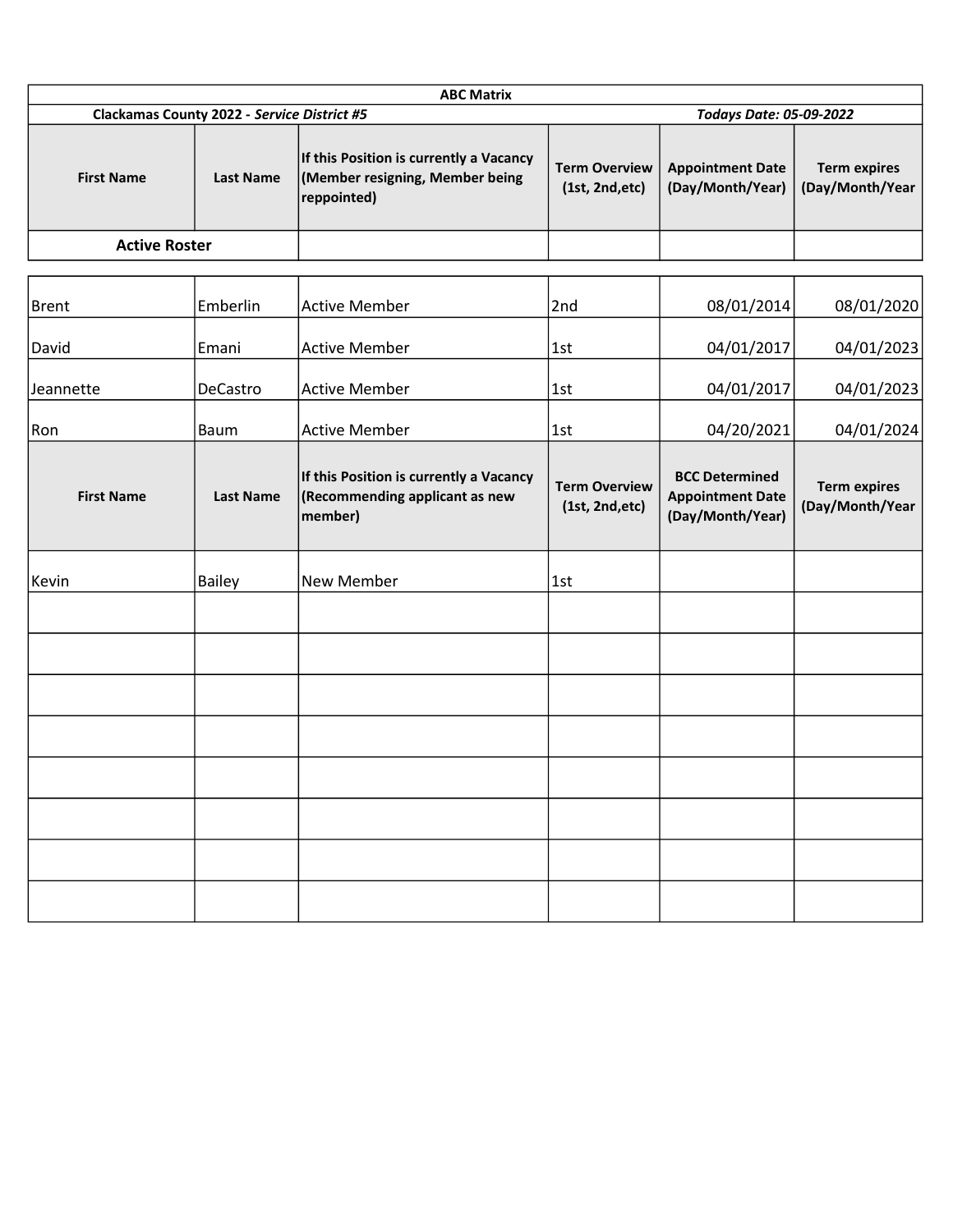| ABC Matrix | | | | | |
|---|---|---|---|---|---|
| Clackamas County 2022 - *Service District #5* | | | | *Todays Date: 05-09-2022* | |
| **First Name** | **Last Name** | **If this Position is currently a Vacancy (Member resigning, Member being reppointed)** | **Term Overview (1st, 2nd,etc)** | **Appointment Date (Day/Month/Year)** | **Term expires (Day/Month/Year** |
| **Active Roster** | | | | | |
| Brent | Emberlin | Active Member | 2nd | 08/01/2014 | 08/01/2020 |
| David | Emani | Active Member | 1st | 04/01/2017 | 04/01/2023 |
| Jeannette | DeCastro | Active Member | 1st | 04/01/2017 | 04/01/2023 |
| Ron | Baum | Active Member | 1st | 04/20/2021 | 04/01/2024 |
| **First Name** | **Last Name** | **If this Position is currently a Vacancy (Recommending applicant as new member)** | **Term Overview (1st, 2nd,etc)** | **BCC Determined Appointment Date (Day/Month/Year)** | **Term expires (Day/Month/Year** |
| Kevin | Bailey | New Member | 1st | | |
| | | | | | |
| | | | | | |
| | | | | | |
| | | | | | |
| | | | | | |
| | | | | | |
| | | | | | |
| | | | | | |